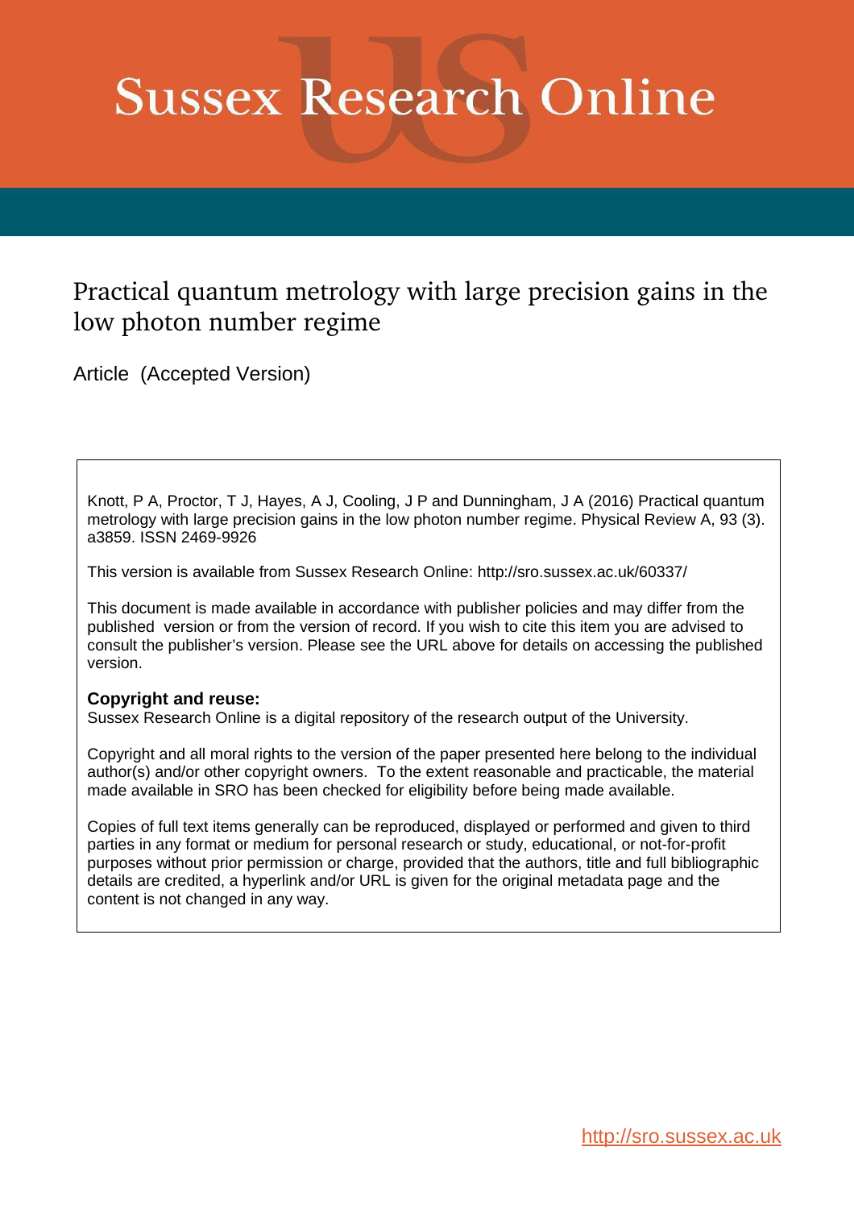# Sussex Research Online

## Practical quantum metrology with large precision gains in the low photon number regime

Article (Accepted Version)

Knott, P A, Proctor, T J, Hayes, A J, Cooling, J P and Dunningham, J A (2016) Practical quantum metrology with large precision gains in the low photon number regime. Physical Review A, 93 (3). a3859. ISSN 2469-9926

This version is available from Sussex Research Online: http://sro.sussex.ac.uk/60337/

This document is made available in accordance with publisher policies and may differ from the published version or from the version of record. If you wish to cite this item you are advised to consult the publisher's version. Please see the URL above for details on accessing the published version.

**Copyright and reuse:**
Sussex Research Online is a digital repository of the research output of the University.

Copyright and all moral rights to the version of the paper presented here belong to the individual author(s) and/or other copyright owners. To the extent reasonable and practicable, the material made available in SRO has been checked for eligibility before being made available.

Copies of full text items generally can be reproduced, displayed or performed and given to third parties in any format or medium for personal research or study, educational, or not-for-profit purposes without prior permission or charge, provided that the authors, title and full bibliographic details are credited, a hyperlink and/or URL is given for the original metadata page and the content is not changed in any way.

http://sro.sussex.ac.uk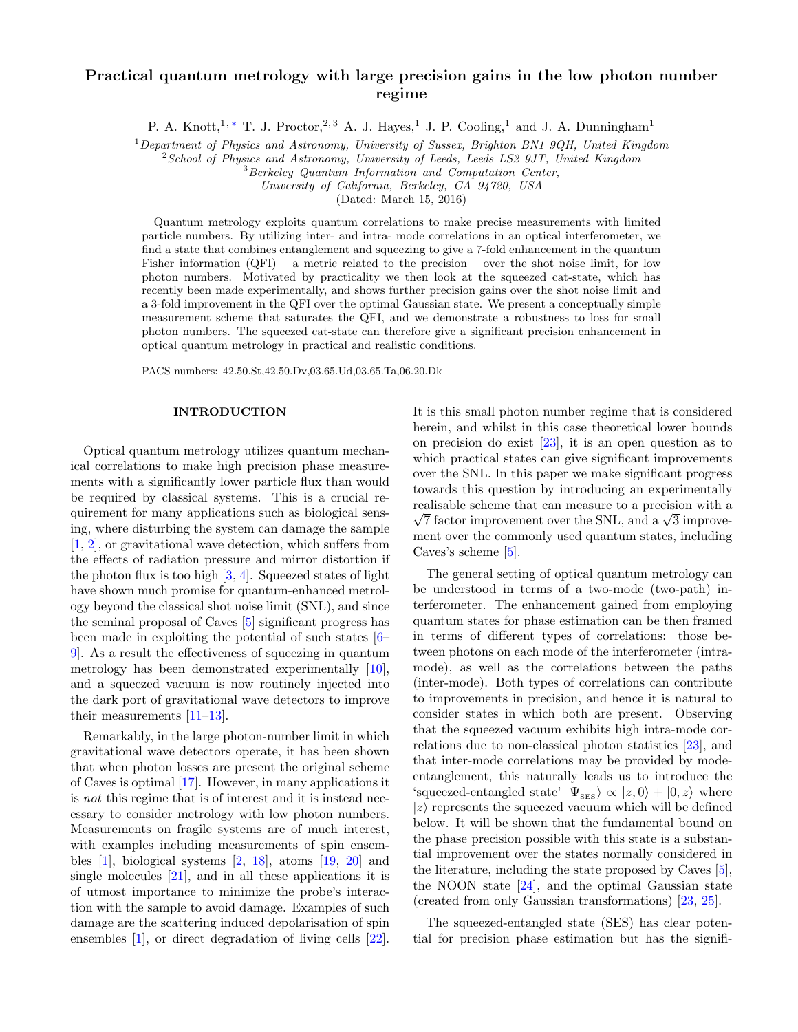# Practical quantum metrology with large precision gains in the low photon number regime

P. A. Knott,[1,*] T. J. Proctor,[2,3] A. J. Hayes,[1] J. P. Cooling,[1] and J. A. Dunningham[1]

[1] *Department of Physics and Astronomy, University of Sussex, Brighton BN1 9QH, United Kingdom*
[2] *School of Physics and Astronomy, University of Leeds, Leeds LS2 9JT, United Kingdom*
[3] *Berkeley Quantum Information and Computation Center, University of California, Berkeley, CA 94720, USA*

(Dated: March 15, 2016)

Quantum metrology exploits quantum correlations to make precise measurements with limited particle numbers. By utilizing inter- and intra- mode correlations in an optical interferometer, we find a state that combines entanglement and squeezing to give a 7-fold enhancement in the quantum Fisher information (QFI) – a metric related to the precision – over the shot noise limit, for low photon numbers. Motivated by practicality we then look at the squeezed cat-state, which has recently been made experimentally, and shows further precision gains over the shot noise limit and a 3-fold improvement in the QFI over the optimal Gaussian state. We present a conceptually simple measurement scheme that saturates the QFI, and we demonstrate a robustness to loss for small photon numbers. The squeezed cat-state can therefore give a significant precision enhancement in optical quantum metrology in practical and realistic conditions.

PACS numbers: 42.50.St,42.50.Dv,03.65.Ud,03.65.Ta,06.20.Dk

## INTRODUCTION

Optical quantum metrology utilizes quantum mechanical correlations to make high precision phase measurements with a significantly lower particle flux than would be required by classical systems. This is a crucial requirement for many applications such as biological sensing, where disturbing the system can damage the sample [1, 2], or gravitational wave detection, which suffers from the effects of radiation pressure and mirror distortion if the photon flux is too high [3, 4]. Squeezed states of light have shown much promise for quantum-enhanced metrology beyond the classical shot noise limit (SNL), and since the seminal proposal of Caves [5] significant progress has been made in exploiting the potential of such states [6–9]. As a result the effectiveness of squeezing in quantum metrology has been demonstrated experimentally [10], and a squeezed vacuum is now routinely injected into the dark port of gravitational wave detectors to improve their measurements [11–13].

Remarkably, in the large photon-number limit in which gravitational wave detectors operate, it has been shown that when photon losses are present the original scheme of Caves is optimal [17]. However, in many applications it is *not* this regime that is of interest and it is instead necessary to consider metrology with low photon numbers. Measurements on fragile systems are of much interest, with examples including measurements of spin ensembles [1], biological systems [2, 18], atoms [19, 20] and single molecules [21], and in all these applications it is of utmost importance to minimize the probe's interaction with the sample to avoid damage. Examples of such damage are the scattering induced depolarisation of spin ensembles [1], or direct degradation of living cells [22].

It is this small photon number regime that is considered herein, and whilst in this case theoretical lower bounds on precision do exist [23], it is an open question as to which practical states can give significant improvements over the SNL. In this paper we make significant progress towards this question by introducing an experimentally realisable scheme that can measure to a precision with a $\sqrt{7}$ factor improvement over the SNL, and a $\sqrt{3}$ improvement over the commonly used quantum states, including Caves's scheme [5].

The general setting of optical quantum metrology can be understood in terms of a two-mode (two-path) interferometer. The enhancement gained from employing quantum states for phase estimation can be then framed in terms of different types of correlations: those between photons on each mode of the interferometer (intra-mode), as well as the correlations between the paths (inter-mode). Both types of correlations can contribute to improvements in precision, and hence it is natural to consider states in which both are present. Observing that the squeezed vacuum exhibits high intra-mode correlations due to non-classical photon statistics [23], and that inter-mode correlations may be provided by mode-entanglement, this naturally leads us to introduce the 'squeezed-entangled state' $|\Psi_{\text{SES}}\rangle \propto |z,0\rangle + |0,z\rangle$ where $|z\rangle$ represents the squeezed vacuum which will be defined below. It will be shown that the fundamental bound on the phase precision possible with this state is a substantial improvement over the states normally considered in the literature, including the state proposed by Caves [5], the NOON state [24], and the optimal Gaussian state (created from only Gaussian transformations) [23, 25].

The squeezed-entangled state (SES) has clear potential for precision phase estimation but has the signifi-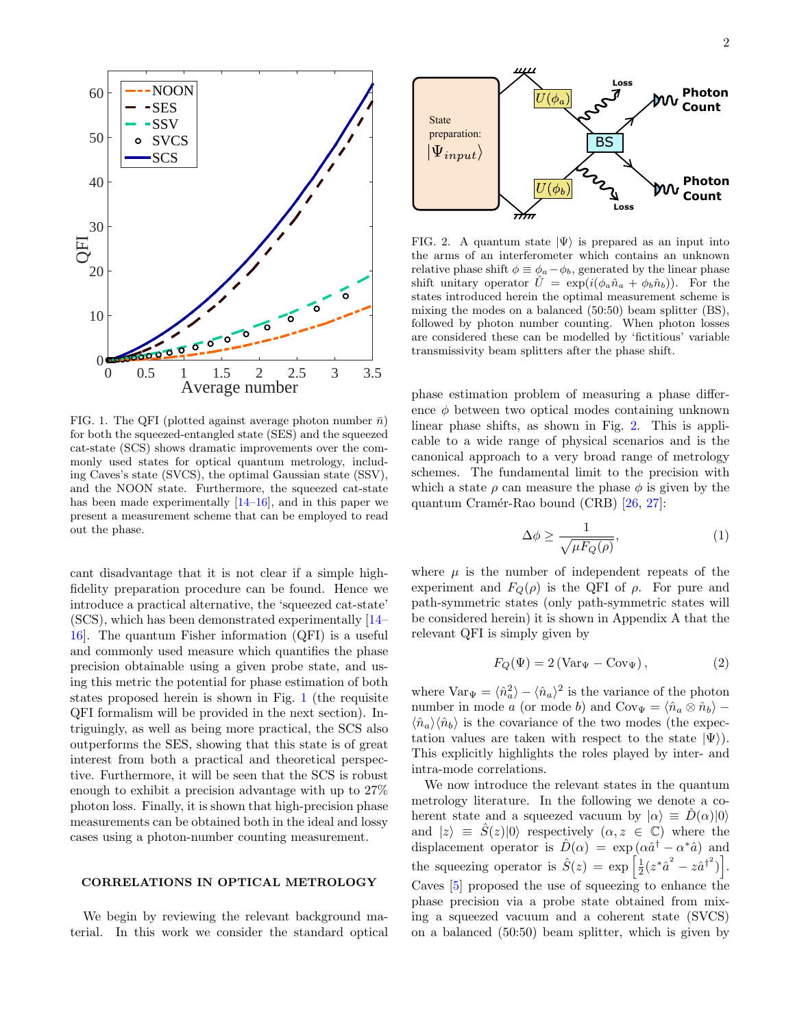FIG. 1. The QFI (plotted against average photon number $\bar{n}$) for both the squeezed-entangled state (SES) and the squeezed cat-state (SCS) shows dramatic improvements over the commonly used states for optical quantum metrology, including Caves's state (SVCS), the optimal Gaussian state (SSV), and the NOON state. Furthermore, the squeezed cat-state has been made experimentally [14–16], and in this paper we present a measurement scheme that can be employed to read out the phase.

cant disadvantage that it is not clear if a simple high-fidelity preparation procedure can be found. Hence we introduce a practical alternative, the 'squeezed cat-state' (SCS), which has been demonstrated experimentally [14–16]. The quantum Fisher information (QFI) is a useful and commonly used measure which quantifies the phase precision obtainable using a given probe state, and using this metric the potential for phase estimation of both states proposed herein is shown in Fig. 1 (the requisite QFI formalism will be provided in the next section). Intriguingly, as well as being more practical, the SCS also outperforms the SES, showing that this state is of great interest from both a practical and theoretical perspective. Furthermore, it will be seen that the SCS is robust enough to exhibit a precision advantage with up to 27% photon loss. Finally, it is shown that high-precision phase measurements can be obtained both in the ideal and lossy cases using a photon-number counting measurement.

## CORRELATIONS IN OPTICAL METROLOGY

We begin by reviewing the relevant background material. In this work we consider the standard optical

FIG. 2. A quantum state $|\Psi\rangle$ is prepared as an input into the arms of an interferometer which contains an unknown relative phase shift $\phi \equiv \phi_a - \phi_b$, generated by the linear phase shift unitary operator $\hat{U} = \exp(i(\phi_a \hat{n}_a + \phi_b \hat{n}_b))$. For the states introduced herein the optimal measurement scheme is mixing the modes on a balanced (50:50) beam splitter (BS), followed by photon number counting. When photon losses are considered these can be modelled by 'fictitious' variable transmissivity beam splitters after the phase shift.

phase estimation problem of measuring a phase difference $\phi$ between two optical modes containing unknown linear phase shifts, as shown in Fig. 2. This is applicable to a wide range of physical scenarios and is the canonical approach to a very broad range of metrology schemes. The fundamental limit to the precision with which a state $\rho$ can measure the phase $\phi$ is given by the quantum Cramér-Rao bound (CRB) [26, 27]:

$$\Delta\phi \geq \frac{1}{\sqrt{\mu F_Q(\rho)}}, \tag{1}$$

where $\mu$ is the number of independent repeats of the experiment and $F_Q(\rho)$ is the QFI of $\rho$. For pure and path-symmetric states (only path-symmetric states will be considered herein) it is shown in Appendix A that the relevant QFI is simply given by

$$F_Q(\Psi) = 2\left(\text{Var}_\Psi - \text{Cov}_\Psi\right), \tag{2}$$

where $\text{Var}_\Psi = \langle \hat{n}_a^2 \rangle - \langle \hat{n}_a \rangle^2$ is the variance of the photon number in mode $a$ (or mode $b$) and $\text{Cov}_\Psi = \langle \hat{n}_a \otimes \hat{n}_b \rangle - \langle \hat{n}_a \rangle \langle \hat{n}_b \rangle$ is the covariance of the two modes (the expectation values are taken with respect to the state $|\Psi\rangle$). This explicitly highlights the roles played by inter- and intra-mode correlations.

We now introduce the relevant states in the quantum metrology literature. In the following we denote a coherent state and a squeezed vacuum by $|\alpha\rangle \equiv \hat{D}(\alpha)|0\rangle$ and $|z\rangle \equiv \hat{S}(z)|0\rangle$ respectively ($\alpha, z \in \mathbb{C}$) where the displacement operator is $\hat{D}(\alpha) = \exp(\alpha \hat{a}^\dagger - \alpha^* \hat{a})$ and the squeezing operator is $\hat{S}(z) = \exp\left[\frac{1}{2}(z^* \hat{a}^2 - z \hat{a}^{\dagger 2})\right]$. Caves [5] proposed the use of squeezing to enhance the phase precision via a probe state obtained from mixing a squeezed vacuum and a coherent state (SVCS) on a balanced (50:50) beam splitter, which is given by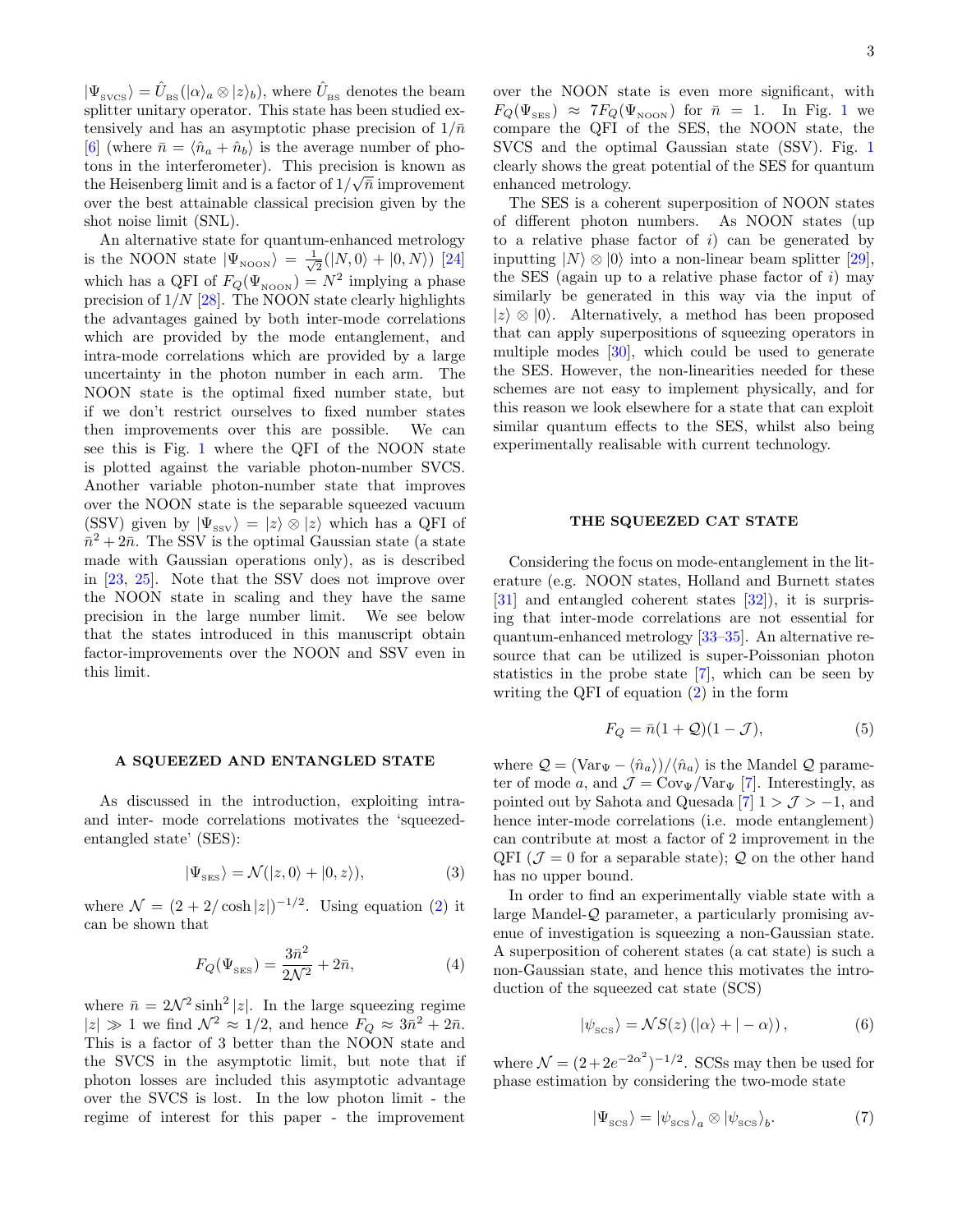$|\Psi_{\text{SVCS}}\rangle = \hat{U}_{\text{BS}}(|\alpha\rangle_a \otimes |z\rangle_b)$, where $\hat{U}_{\text{BS}}$ denotes the beam splitter unitary operator. This state has been studied extensively and has an asymptotic phase precision of $1/\bar{n}$ [6] (where $\bar{n} = \langle \hat{n}_a + \hat{n}_b \rangle$ is the average number of photons in the interferometer). This precision is known as the Heisenberg limit and is a factor of $1/\sqrt{\bar{n}}$ improvement over the best attainable classical precision given by the shot noise limit (SNL).

An alternative state for quantum-enhanced metrology is the NOON state $|\Psi_{\text{NOON}}\rangle = \frac{1}{\sqrt{2}}(|N,0\rangle + |0,N\rangle)$ [24] which has a QFI of $F_Q(\Psi_{\text{NOON}}) = N^2$ implying a phase precision of $1/N$ [28]. The NOON state clearly highlights the advantages gained by both inter-mode correlations which are provided by the mode entanglement, and intra-mode correlations which are provided by a large uncertainty in the photon number in each arm. The NOON state is the optimal fixed number state, but if we don't restrict ourselves to fixed number states then improvements over this are possible. We can see this is Fig. 1 where the QFI of the NOON state is plotted against the variable photon-number SVCS. Another variable photon-number state that improves over the NOON state is the separable squeezed vacuum (SSV) given by $|\Psi_{\text{SSV}}\rangle = |z\rangle \otimes |z\rangle$ which has a QFI of $\bar{n}^2 + 2\bar{n}$. The SSV is the optimal Gaussian state (a state made with Gaussian operations only), as is described in [23, 25]. Note that the SSV does not improve over the NOON state in scaling and they have the same precision in the large number limit. We see below that the states introduced in this manuscript obtain factor-improvements over the NOON and SSV even in this limit.

## A SQUEEZED AND ENTANGLED STATE

As discussed in the introduction, exploiting intra- and inter- mode correlations motivates the 'squeezed-entangled state' (SES):

$$|\Psi_{\text{SES}}\rangle = \mathcal{N}(|z,0\rangle + |0,z\rangle), \tag{3}$$

where $\mathcal{N} = (2 + 2/\cosh|z|)^{-1/2}$. Using equation (2) it can be shown that

$$F_Q(\Psi_{\text{SES}}) = \frac{3\bar{n}^2}{2\mathcal{N}^2} + 2\bar{n}, \tag{4}$$

where $\bar{n} = 2\mathcal{N}^2 \sinh^2|z|$. In the large squeezing regime $|z| \gg 1$ we find $\mathcal{N}^2 \approx 1/2$, and hence $F_Q \approx 3\bar{n}^2 + 2\bar{n}$. This is a factor of 3 better than the NOON state and the SVCS in the asymptotic limit, but note that if photon losses are included this asymptotic advantage over the SVCS is lost. In the low photon limit - the regime of interest for this paper - the improvement over the NOON state is even more significant, with $F_Q(\Psi_{\text{SES}}) \approx 7F_Q(\Psi_{\text{NOON}})$ for $\bar{n} = 1$. In Fig. 1 we compare the QFI of the SES, the NOON state, the SVCS and the optimal Gaussian state (SSV). Fig. 1 clearly shows the great potential of the SES for quantum enhanced metrology.

The SES is a coherent superposition of NOON states of different photon numbers. As NOON states (up to a relative phase factor of $i$) can be generated by inputting $|N\rangle \otimes |0\rangle$ into a non-linear beam splitter [29], the SES (again up to a relative phase factor of $i$) may similarly be generated in this way via the input of $|z\rangle \otimes |0\rangle$. Alternatively, a method has been proposed that can apply superpositions of squeezing operators in multiple modes [30], which could be used to generate the SES. However, the non-linearities needed for these schemes are not easy to implement physically, and for this reason we look elsewhere for a state that can exploit similar quantum effects to the SES, whilst also being experimentally realisable with current technology.

## THE SQUEEZED CAT STATE

Considering the focus on mode-entanglement in the literature (e.g. NOON states, Holland and Burnett states [31] and entangled coherent states [32]), it is surprising that inter-mode correlations are not essential for quantum-enhanced metrology [33–35]. An alternative resource that can be utilized is super-Poissonian photon statistics in the probe state [7], which can be seen by writing the QFI of equation (2) in the form

$$F_Q = \bar{n}(1 + \mathcal{Q})(1 - \mathcal{J}), \tag{5}$$

where $\mathcal{Q} = (\text{Var}_\Psi - \langle \hat{n}_a \rangle)/\langle \hat{n}_a \rangle$ is the Mandel $\mathcal{Q}$ parameter of mode $a$, and $\mathcal{J} = \text{Cov}_\Psi/\text{Var}_\Psi$ [7]. Interestingly, as pointed out by Sahota and Quesada [7] $1 > \mathcal{J} > -1$, and hence inter-mode correlations (i.e. mode entanglement) can contribute at most a factor of 2 improvement in the QFI ($\mathcal{J} = 0$ for a separable state); $\mathcal{Q}$ on the other hand has no upper bound.

In order to find an experimentally viable state with a large Mandel-$\mathcal{Q}$ parameter, a particularly promising avenue of investigation is squeezing a non-Gaussian state. A superposition of coherent states (a cat state) is such a non-Gaussian state, and hence this motivates the introduction of the squeezed cat state (SCS)

$$|\psi_{\text{SCS}}\rangle = \mathcal{N} S(z) \left(|\alpha\rangle + |-\alpha\rangle\right), \tag{6}$$

where $\mathcal{N} = (2 + 2e^{-2\alpha^2})^{-1/2}$. SCSs may then be used for phase estimation by considering the two-mode state

$$|\Psi_{\text{SCS}}\rangle = |\psi_{\text{SCS}}\rangle_a \otimes |\psi_{\text{SCS}}\rangle_b. \tag{7}$$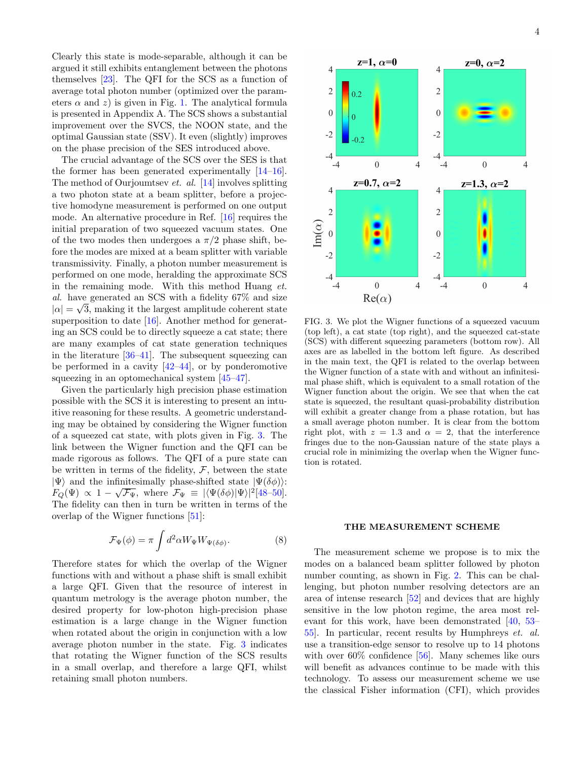Clearly this state is mode-separable, although it can be argued it still exhibits entanglement between the photons themselves [23]. The QFI for the SCS as a function of average total photon number (optimized over the parameters $\alpha$ and $z$) is given in Fig. 1. The analytical formula is presented in Appendix A. The SCS shows a substantial improvement over the SVCS, the NOON state, and the optimal Gaussian state (SSV). It even (slightly) improves on the phase precision of the SES introduced above.

The crucial advantage of the SCS over the SES is that the former has been generated experimentally [14–16]. The method of Ourjoumtsev *et. al.* [14] involves splitting a two photon state at a beam splitter, before a projective homodyne measurement is performed on one output mode. An alternative procedure in Ref. [16] requires the initial preparation of two squeezed vacuum states. One of the two modes then undergoes a $\pi/2$ phase shift, before the modes are mixed at a beam splitter with variable transmissivity. Finally, a photon number measurement is performed on one mode, heralding the approximate SCS in the remaining mode. With this method Huang *et. al.* have generated an SCS with a fidelity 67% and size $|\alpha| = \sqrt{3}$, making it the largest amplitude coherent state superposition to date [16]. Another method for generating an SCS could be to directly squeeze a cat state; there are many examples of cat state generation techniques in the literature [36–41]. The subsequent squeezing can be performed in a cavity [42–44], or by ponderomotive squeezing in an optomechanical system [45–47].

Given the particularly high precision phase estimation possible with the SCS it is interesting to present an intuitive reasoning for these results. A geometric understanding may be obtained by considering the Wigner function of a squeezed cat state, with plots given in Fig. 3. The link between the Wigner function and the QFI can be made rigorous as follows. The QFI of a pure state can be written in terms of the fidelity, $\mathcal{F}$, between the state $|\Psi\rangle$ and the infinitesimally phase-shifted state $|\Psi(\delta\phi)\rangle$: $F_Q(\Psi) \propto 1 - \sqrt{\mathcal{F}_\Psi}$, where $\mathcal{F}_\Psi \equiv |\langle\Psi(\delta\phi)|\Psi\rangle|^2$[48–50]. The fidelity can then in turn be written in terms of the overlap of the Wigner functions [51]:

$$\mathcal{F}_\Psi(\phi) = \pi \int d^2\alpha W_\Psi W_{\Psi(\delta\phi)}. \tag{8}$$

Therefore states for which the overlap of the Wigner functions with and without a phase shift is small exhibit a large QFI. Given that the resource of interest in quantum metrology is the average photon number, the desired property for low-photon high-precision phase estimation is a large change in the Wigner function when rotated about the origin in conjunction with a low average photon number in the state. Fig. 3 indicates that rotating the Wigner function of the SCS results in a small overlap, and therefore a large QFI, whilst retaining small photon numbers.

FIG. 3. We plot the Wigner functions of a squeezed vacuum (top left), a cat state (top right), and the squeezed cat-state (SCS) with different squeezing parameters (bottom row). All axes are as labelled in the bottom left figure. As described in the main text, the QFI is related to the overlap between the Wigner function of a state with and without an infinitesimal phase shift, which is equivalent to a small rotation of the Wigner function about the origin. We see that when the cat state is squeezed, the resultant quasi-probability distribution will exhibit a greater change from a phase rotation, but has a small average photon number. It is clear from the bottom right plot, with $z = 1.3$ and $\alpha = 2$, that the interference fringes due to the non-Gaussian nature of the state plays a crucial role in minimizing the overlap when the Wigner function is rotated.

## THE MEASUREMENT SCHEME

The measurement scheme we propose is to mix the modes on a balanced beam splitter followed by photon number counting, as shown in Fig. 2. This can be challenging, but photon number resolving detectors are an area of intense research [52] and devices that are highly sensitive in the low photon regime, the area most relevant for this work, have been demonstrated [40, 53–55]. In particular, recent results by Humphreys *et. al.* use a transition-edge sensor to resolve up to 14 photons with over 60% confidence [56]. Many schemes like ours will benefit as advances continue to be made with this technology. To assess our measurement scheme we use the classical Fisher information (CFI), which provides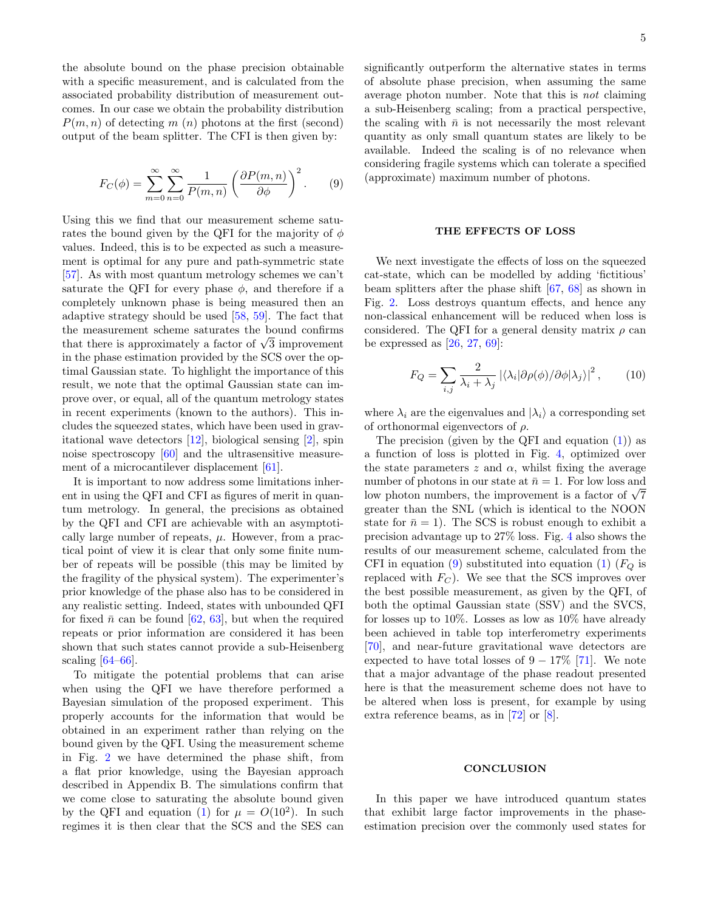the absolute bound on the phase precision obtainable with a specific measurement, and is calculated from the associated probability distribution of measurement outcomes. In our case we obtain the probability distribution $P(m,n)$ of detecting $m$ ($n$) photons at the first (second) output of the beam splitter. The CFI is then given by:

$$F_C(\phi) = \sum_{m=0}^{\infty}\sum_{n=0}^{\infty} \frac{1}{P(m,n)} \left(\frac{\partial P(m,n)}{\partial \phi}\right)^2. \tag{9}$$

Using this we find that our measurement scheme saturates the bound given by the QFI for the majority of $\phi$ values. Indeed, this is to be expected as such a measurement is optimal for any pure and path-symmetric state [57]. As with most quantum metrology schemes we can't saturate the QFI for every phase $\phi$, and therefore if a completely unknown phase is being measured then an adaptive strategy should be used [58, 59]. The fact that the measurement scheme saturates the bound confirms that there is approximately a factor of $\sqrt{3}$ improvement in the phase estimation provided by the SCS over the optimal Gaussian state. To highlight the importance of this result, we note that the optimal Gaussian state can improve over, or equal, all of the quantum metrology states in recent experiments (known to the authors). This includes the squeezed states, which have been used in gravitational wave detectors [12], biological sensing [2], spin noise spectroscopy [60] and the ultrasensitive measurement of a microcantilever displacement [61].

It is important to now address some limitations inherent in using the QFI and CFI as figures of merit in quantum metrology. In general, the precisions as obtained by the QFI and CFI are achievable with an asymptotically large number of repeats, $\mu$. However, from a practical point of view it is clear that only some finite number of repeats will be possible (this may be limited by the fragility of the physical system). The experimenter's prior knowledge of the phase also has to be considered in any realistic setting. Indeed, states with unbounded QFI for fixed $\bar{n}$ can be found [62, 63], but when the required repeats or prior information are considered it has been shown that such states cannot provide a sub-Heisenberg scaling [64–66].

To mitigate the potential problems that can arise when using the QFI we have therefore performed a Bayesian simulation of the proposed experiment. This properly accounts for the information that would be obtained in an experiment rather than relying on the bound given by the QFI. Using the measurement scheme in Fig. 2 we have determined the phase shift, from a flat prior knowledge, using the Bayesian approach described in Appendix B. The simulations confirm that we come close to saturating the absolute bound given by the QFI and equation (1) for $\mu = O(10^2)$. In such regimes it is then clear that the SCS and the SES can significantly outperform the alternative states in terms of absolute phase precision, when assuming the same average photon number. Note that this is *not* claiming a sub-Heisenberg scaling; from a practical perspective, the scaling with $\bar{n}$ is not necessarily the most relevant quantity as only small quantum states are likely to be available. Indeed the scaling is of no relevance when considering fragile systems which can tolerate a specified (approximate) maximum number of photons.

## THE EFFECTS OF LOSS

We next investigate the effects of loss on the squeezed cat-state, which can be modelled by adding 'fictitious' beam splitters after the phase shift [67, 68] as shown in Fig. 2. Loss destroys quantum effects, and hence any non-classical enhancement will be reduced when loss is considered. The QFI for a general density matrix $\rho$ can be expressed as [26, 27, 69]:

$$F_Q = \sum_{i,j} \frac{2}{\lambda_i + \lambda_j} \left|\langle\lambda_i|\partial\rho(\phi)/\partial\phi|\lambda_j\rangle\right|^2, \tag{10}$$

where $\lambda_i$ are the eigenvalues and $|\lambda_i\rangle$ a corresponding set of orthonormal eigenvectors of $\rho$.

The precision (given by the QFI and equation (1)) as a function of loss is plotted in Fig. 4, optimized over the state parameters $z$ and $\alpha$, whilst fixing the average number of photons in our state at $\bar{n} = 1$. For low loss and low photon numbers, the improvement is a factor of $\sqrt{7}$ greater than the SNL (which is identical to the NOON state for $\bar{n} = 1$). The SCS is robust enough to exhibit a precision advantage up to 27% loss. Fig. 4 also shows the results of our measurement scheme, calculated from the CFI in equation (9) substituted into equation (1) ($F_Q$ is replaced with $F_C$). We see that the SCS improves over the best possible measurement, as given by the QFI, of both the optimal Gaussian state (SSV) and the SVCS, for losses up to 10%. Losses as low as 10% have already been achieved in table top interferometry experiments [70], and near-future gravitational wave detectors are expected to have total losses of $9-17\%$ [71]. We note that a major advantage of the phase readout presented here is that the measurement scheme does not have to be altered when loss is present, for example by using extra reference beams, as in [72] or [8].

## CONCLUSION

In this paper we have introduced quantum states that exhibit large factor improvements in the phase-estimation precision over the commonly used states for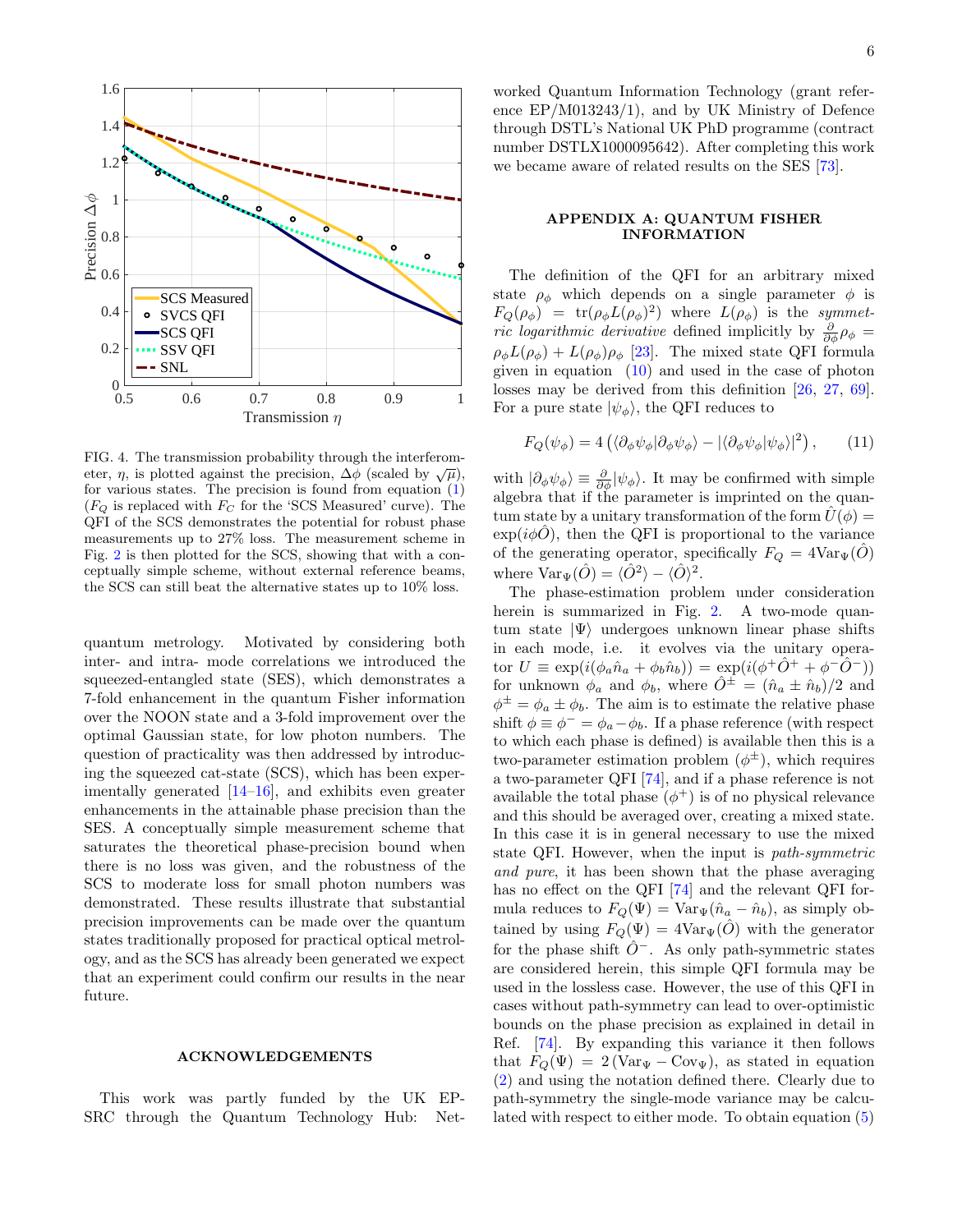FIG. 4. The transmission probability through the interferometer, $\eta$, is plotted against the precision, $\Delta\phi$ (scaled by $\sqrt{\mu}$), for various states. The precision is found from equation (1) ($F_Q$ is replaced with $F_C$ for the 'SCS Measured' curve). The QFI of the SCS demonstrates the potential for robust phase measurements up to 27% loss. The measurement scheme in Fig. 2 is then plotted for the SCS, showing that with a conceptually simple scheme, without external reference beams, the SCS can still beat the alternative states up to 10% loss.

quantum metrology. Motivated by considering both inter- and intra- mode correlations we introduced the squeezed-entangled state (SES), which demonstrates a 7-fold enhancement in the quantum Fisher information over the NOON state and a 3-fold improvement over the optimal Gaussian state, for low photon numbers. The question of practicality was then addressed by introducing the squeezed cat-state (SCS), which has been experimentally generated [14–16], and exhibits even greater enhancements in the attainable phase precision than the SES. A conceptually simple measurement scheme that saturates the theoretical phase-precision bound when there is no loss was given, and the robustness of the SCS to moderate loss for small photon numbers was demonstrated. These results illustrate that substantial precision improvements can be made over the quantum states traditionally proposed for practical optical metrology, and as the SCS has already been generated we expect that an experiment could confirm our results in the near future.

## ACKNOWLEDGEMENTS

This work was partly funded by the UK EPSRC through the Quantum Technology Hub: Networked Quantum Information Technology (grant reference EP/M013243/1), and by UK Ministry of Defence through DSTL's National UK PhD programme (contract number DSTLX1000095642). After completing this work we became aware of related results on the SES [73].

## APPENDIX A: QUANTUM FISHER INFORMATION

The definition of the QFI for an arbitrary mixed state $\rho_\phi$ which depends on a single parameter $\phi$ is $F_Q(\rho_\phi) = \mathrm{tr}(\rho_\phi L(\rho_\phi)^2)$ where $L(\rho_\phi)$ is the *symmetric logarithmic derivative* defined implicitly by $\frac{\partial}{\partial\phi}\rho_\phi = \rho_\phi L(\rho_\phi) + L(\rho_\phi)\rho_\phi$ [23]. The mixed state QFI formula given in equation (10) and used in the case of photon losses may be derived from this definition [26, 27, 69]. For a pure state $|\psi_\phi\rangle$, the QFI reduces to

$$F_Q(\psi_\phi) = 4\left(\langle \partial_\phi \psi_\phi | \partial_\phi \psi_\phi \rangle - |\langle \partial_\phi \psi_\phi | \psi_\phi \rangle|^2\right), \tag{11}$$

with $|\partial_\phi \psi_\phi\rangle \equiv \frac{\partial}{\partial\phi}|\psi_\phi\rangle$. It may be confirmed with simple algebra that if the parameter is imprinted on the quantum state by a unitary transformation of the form $\hat{U}(\phi) = \exp(i\phi\hat{O})$, then the QFI is proportional to the variance of the generating operator, specifically $F_Q = 4\mathrm{Var}_\Psi(\hat{O})$ where $\mathrm{Var}_\Psi(\hat{O}) = \langle\hat{O}^2\rangle - \langle\hat{O}\rangle^2$.

The phase-estimation problem under consideration herein is summarized in Fig. 2. A two-mode quantum state $|\Psi\rangle$ undergoes unknown linear phase shifts in each mode, i.e. it evolves via the unitary operator $U \equiv \exp(i(\phi_a\hat{n}_a + \phi_b\hat{n}_b)) = \exp(i(\phi^+\hat{O}^+ + \phi^-\hat{O}^-))$ for unknown $\phi_a$ and $\phi_b$, where $\hat{O}^\pm = (\hat{n}_a \pm \hat{n}_b)/2$ and $\phi^\pm = \phi_a \pm \phi_b$. The aim is to estimate the relative phase shift $\phi \equiv \phi^- = \phi_a - \phi_b$. If a phase reference (with respect to which each phase is defined) is available then this is a two-parameter estimation problem ($\phi^\pm$), which requires a two-parameter QFI [74], and if a phase reference is not available the total phase ($\phi^+$) is of no physical relevance and this should be averaged over, creating a mixed state. In this case it is in general necessary to use the mixed state QFI. However, when the input is *path-symmetric and pure*, it has been shown that the phase averaging has no effect on the QFI [74] and the relevant QFI formula reduces to $F_Q(\Psi) = \mathrm{Var}_\Psi(\hat{n}_a - \hat{n}_b)$, as simply obtained by using $F_Q(\Psi) = 4\mathrm{Var}_\Psi(\hat{O})$ with the generator for the phase shift $\hat{O}^-$. As only path-symmetric states are considered herein, this simple QFI formula may be used in the lossless case. However, the use of this QFI in cases without path-symmetry can lead to over-optimistic bounds on the phase precision as explained in detail in Ref. [74]. By expanding this variance it then follows that $F_Q(\Psi) = 2\left(\mathrm{Var}_\Psi - \mathrm{Cov}_\Psi\right)$, as stated in equation (2) and using the notation defined there. Clearly due to path-symmetry the single-mode variance may be calculated with respect to either mode. To obtain equation (5)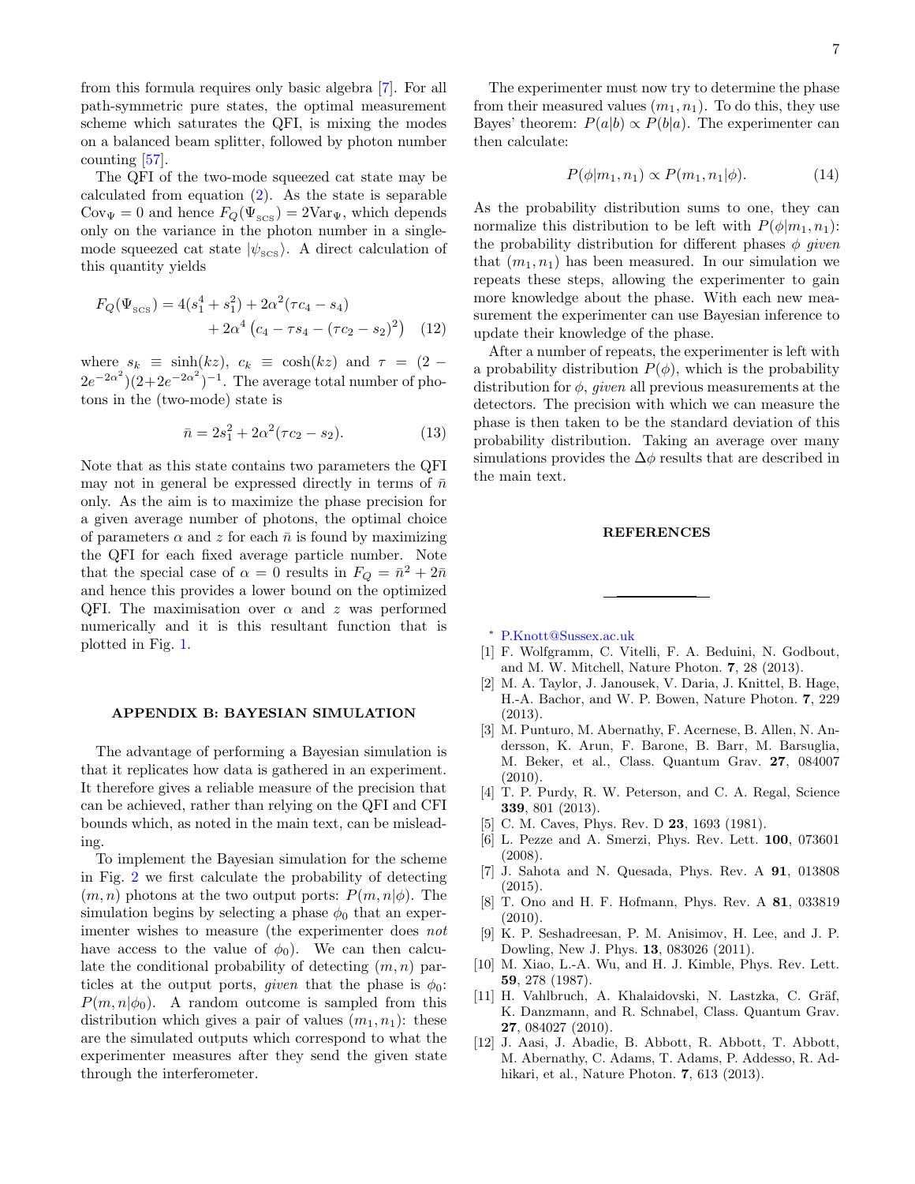from this formula requires only basic algebra [7]. For all path-symmetric pure states, the optimal measurement scheme which saturates the QFI, is mixing the modes on a balanced beam splitter, followed by photon number counting [57].

The QFI of the two-mode squeezed cat state may be calculated from equation (2). As the state is separable $\mathrm{Cov}_\Psi = 0$ and hence $F_Q(\Psi_{\text{SCS}}) = 2\mathrm{Var}_\Psi$, which depends only on the variance in the photon number in a single-mode squeezed cat state $|\psi_{\text{SCS}}\rangle$. A direct calculation of this quantity yields

$$F_Q(\Psi_{\text{SCS}}) = 4(s_1^4 + s_1^2) + 2\alpha^2(\tau c_4 - s_4) + 2\alpha^4\left(c_4 - \tau s_4 - (\tau c_2 - s_2)^2\right) \quad (12)$$

where $s_k \equiv \sinh(kz)$, $c_k \equiv \cosh(kz)$ and $\tau = (2 - 2e^{-2\alpha^2})(2+2e^{-2\alpha^2})^{-1}$. The average total number of photons in the (two-mode) state is

$$\bar{n} = 2s_1^2 + 2\alpha^2(\tau c_2 - s_2). \quad (13)$$

Note that as this state contains two parameters the QFI may not in general be expressed directly in terms of $\bar{n}$ only. As the aim is to maximize the phase precision for a given average number of photons, the optimal choice of parameters $\alpha$ and $z$ for each $\bar{n}$ is found by maximizing the QFI for each fixed average particle number. Note that the special case of $\alpha = 0$ results in $F_Q = \bar{n}^2 + 2\bar{n}$ and hence this provides a lower bound on the optimized QFI. The maximisation over $\alpha$ and $z$ was performed numerically and it is this resultant function that is plotted in Fig. 1.

## APPENDIX B: BAYESIAN SIMULATION

The advantage of performing a Bayesian simulation is that it replicates how data is gathered in an experiment. It therefore gives a reliable measure of the precision that can be achieved, rather than relying on the QFI and CFI bounds which, as noted in the main text, can be misleading.

To implement the Bayesian simulation for the scheme in Fig. 2 we first calculate the probability of detecting $(m, n)$ photons at the two output ports: $P(m, n|\phi)$. The simulation begins by selecting a phase $\phi_0$ that an experimenter wishes to measure (the experimenter does *not* have access to the value of $\phi_0$). We can then calculate the conditional probability of detecting $(m, n)$ particles at the output ports, *given* that the phase is $\phi_0$: $P(m, n|\phi_0)$. A random outcome is sampled from this distribution which gives a pair of values $(m_1, n_1)$: these are the simulated outputs which correspond to what the experimenter measures after they send the given state through the interferometer.

The experimenter must now try to determine the phase from their measured values $(m_1, n_1)$. To do this, they use Bayes' theorem: $P(a|b) \propto P(b|a)$. The experimenter can then calculate:

$$P(\phi|m_1, n_1) \propto P(m_1, n_1|\phi). \quad (14)$$

As the probability distribution sums to one, they can normalize this distribution to be left with $P(\phi|m_1, n_1)$: the probability distribution for different phases $\phi$ *given* that $(m_1, n_1)$ has been measured. In our simulation we repeats these steps, allowing the experimenter to gain more knowledge about the phase. With each new measurement the experimenter can use Bayesian inference to update their knowledge of the phase.

After a number of repeats, the experimenter is left with a probability distribution $P(\phi)$, which is the probability distribution for $\phi$, *given* all previous measurements at the detectors. The precision with which we can measure the phase is then taken to be the standard deviation of this probability distribution. Taking an average over many simulations provides the $\Delta\phi$ results that are described in the main text.

## REFERENCES

\* P.Knott@Sussex.ac.uk

[1] F. Wolfgramm, C. Vitelli, F. A. Beduini, N. Godbout, and M. W. Mitchell, Nature Photon. **7**, 28 (2013).

[2] M. A. Taylor, J. Janousek, V. Daria, J. Knittel, B. Hage, H.-A. Bachor, and W. P. Bowen, Nature Photon. **7**, 229 (2013).

[3] M. Punturo, M. Abernathy, F. Acernese, B. Allen, N. Andersson, K. Arun, F. Barone, B. Barr, M. Barsuglia, M. Beker, et al., Class. Quantum Grav. **27**, 084007 (2010).

[4] T. P. Purdy, R. W. Peterson, and C. A. Regal, Science **339**, 801 (2013).

[5] C. M. Caves, Phys. Rev. D **23**, 1693 (1981).

[6] L. Pezze and A. Smerzi, Phys. Rev. Lett. **100**, 073601 (2008).

[7] J. Sahota and N. Quesada, Phys. Rev. A **91**, 013808 (2015).

[8] T. Ono and H. F. Hofmann, Phys. Rev. A **81**, 033819 (2010).

[9] K. P. Seshadreesan, P. M. Anisimov, H. Lee, and J. P. Dowling, New J. Phys. **13**, 083026 (2011).

[10] M. Xiao, L.-A. Wu, and H. J. Kimble, Phys. Rev. Lett. **59**, 278 (1987).

[11] H. Vahlbruch, A. Khalaidovski, N. Lastzka, C. Gräf, K. Danzmann, and R. Schnabel, Class. Quantum Grav. **27**, 084027 (2010).

[12] J. Aasi, J. Abadie, B. Abbott, R. Abbott, T. Abbott, M. Abernathy, C. Adams, T. Adams, P. Addesso, R. Adhikari, et al., Nature Photon. **7**, 613 (2013).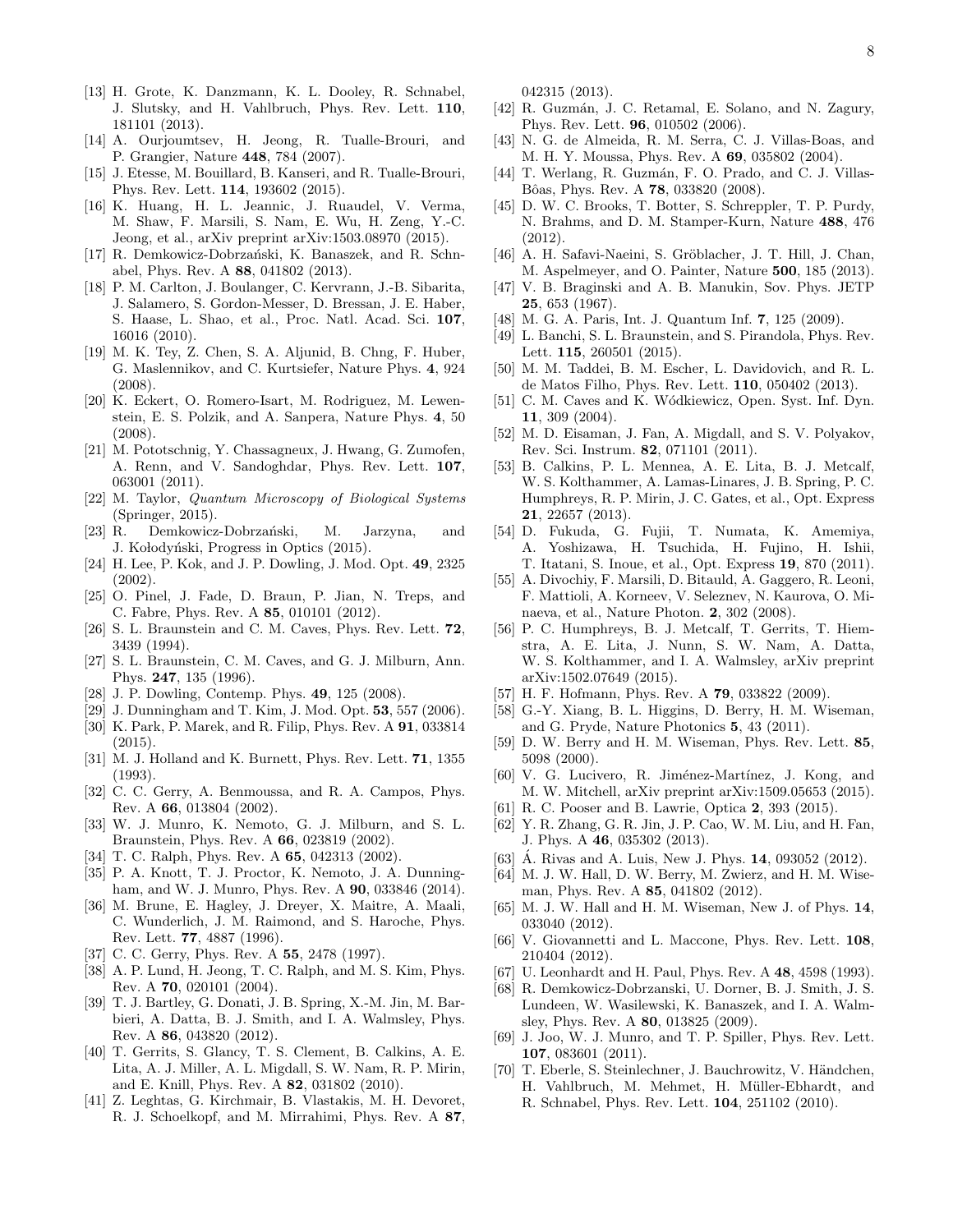[13] H. Grote, K. Danzmann, K. L. Dooley, R. Schnabel, J. Slutsky, and H. Vahlbruch, Phys. Rev. Lett. **110**, 181101 (2013).

[14] A. Ourjoumtsev, H. Jeong, R. Tualle-Brouri, and P. Grangier, Nature **448**, 784 (2007).

[15] J. Etesse, M. Bouillard, B. Kanseri, and R. Tualle-Brouri, Phys. Rev. Lett. **114**, 193602 (2015).

[16] K. Huang, H. L. Jeannic, J. Ruaudel, V. Verma, M. Shaw, F. Marsili, S. Nam, E. Wu, H. Zeng, Y.-C. Jeong, et al., arXiv preprint arXiv:1503.08970 (2015).

[17] R. Demkowicz-Dobrzański, K. Banaszek, and R. Schnabel, Phys. Rev. A **88**, 041802 (2013).

[18] P. M. Carlton, J. Boulanger, C. Kervrann, J.-B. Sibarita, J. Salamero, S. Gordon-Messer, D. Bressan, J. E. Haber, S. Haase, L. Shao, et al., Proc. Natl. Acad. Sci. **107**, 16016 (2010).

[19] M. K. Tey, Z. Chen, S. A. Aljunid, B. Chng, F. Huber, G. Maslennikov, and C. Kurtsiefer, Nature Phys. **4**, 924 (2008).

[20] K. Eckert, O. Romero-Isart, M. Rodriguez, M. Lewenstein, E. S. Polzik, and A. Sanpera, Nature Phys. **4**, 50 (2008).

[21] M. Pototschnig, Y. Chassagneux, J. Hwang, G. Zumofen, A. Renn, and V. Sandoghdar, Phys. Rev. Lett. **107**, 063001 (2011).

[22] M. Taylor, *Quantum Microscopy of Biological Systems* (Springer, 2015).

[23] R. Demkowicz-Dobrzański, M. Jarzyna, and J. Kołodyński, Progress in Optics (2015).

[24] H. Lee, P. Kok, and J. P. Dowling, J. Mod. Opt. **49**, 2325 (2002).

[25] O. Pinel, J. Fade, D. Braun, P. Jian, N. Treps, and C. Fabre, Phys. Rev. A **85**, 010101 (2012).

[26] S. L. Braunstein and C. M. Caves, Phys. Rev. Lett. **72**, 3439 (1994).

[27] S. L. Braunstein, C. M. Caves, and G. J. Milburn, Ann. Phys. **247**, 135 (1996).

[28] J. P. Dowling, Contemp. Phys. **49**, 125 (2008).

[29] J. Dunningham and T. Kim, J. Mod. Opt. **53**, 557 (2006).

[30] K. Park, P. Marek, and R. Filip, Phys. Rev. A **91**, 033814 (2015).

[31] M. J. Holland and K. Burnett, Phys. Rev. Lett. **71**, 1355 (1993).

[32] C. C. Gerry, A. Benmoussa, and R. A. Campos, Phys. Rev. A **66**, 013804 (2002).

[33] W. J. Munro, K. Nemoto, G. J. Milburn, and S. L. Braunstein, Phys. Rev. A **66**, 023819 (2002).

[34] T. C. Ralph, Phys. Rev. A **65**, 042313 (2002).

[35] P. A. Knott, T. J. Proctor, K. Nemoto, J. A. Dunningham, and W. J. Munro, Phys. Rev. A **90**, 033846 (2014).

[36] M. Brune, E. Hagley, J. Dreyer, X. Maitre, A. Maali, C. Wunderlich, J. M. Raimond, and S. Haroche, Phys. Rev. Lett. **77**, 4887 (1996).

[37] C. C. Gerry, Phys. Rev. A **55**, 2478 (1997).

[38] A. P. Lund, H. Jeong, T. C. Ralph, and M. S. Kim, Phys. Rev. A **70**, 020101 (2004).

[39] T. J. Bartley, G. Donati, J. B. Spring, X.-M. Jin, M. Barbieri, A. Datta, B. J. Smith, and I. A. Walmsley, Phys. Rev. A **86**, 043820 (2012).

[40] T. Gerrits, S. Glancy, T. S. Clement, B. Calkins, A. E. Lita, A. J. Miller, A. L. Migdall, S. W. Nam, R. P. Mirin, and E. Knill, Phys. Rev. A **82**, 031802 (2010).

[41] Z. Leghtas, G. Kirchmair, B. Vlastakis, M. H. Devoret, R. J. Schoelkopf, and M. Mirrahimi, Phys. Rev. A **87**, 042315 (2013).

[42] R. Guzmán, J. C. Retamal, E. Solano, and N. Zagury, Phys. Rev. Lett. **96**, 010502 (2006).

[43] N. G. de Almeida, R. M. Serra, C. J. Villas-Boas, and M. H. Y. Moussa, Phys. Rev. A **69**, 035802 (2004).

[44] T. Werlang, R. Guzmán, F. O. Prado, and C. J. Villas-Bôas, Phys. Rev. A **78**, 033820 (2008).

[45] D. W. C. Brooks, T. Botter, S. Schreppler, T. P. Purdy, N. Brahms, and D. M. Stamper-Kurn, Nature **488**, 476 (2012).

[46] A. H. Safavi-Naeini, S. Gröblacher, J. T. Hill, J. Chan, M. Aspelmeyer, and O. Painter, Nature **500**, 185 (2013).

[47] V. B. Braginski and A. B. Manukin, Sov. Phys. JETP **25**, 653 (1967).

[48] M. G. A. Paris, Int. J. Quantum Inf. **7**, 125 (2009).

[49] L. Banchi, S. L. Braunstein, and S. Pirandola, Phys. Rev. Lett. **115**, 260501 (2015).

[50] M. M. Taddei, B. M. Escher, L. Davidovich, and R. L. de Matos Filho, Phys. Rev. Lett. **110**, 050402 (2013).

[51] C. M. Caves and K. Wódkiewicz, Open. Syst. Inf. Dyn. **11**, 309 (2004).

[52] M. D. Eisaman, J. Fan, A. Migdall, and S. V. Polyakov, Rev. Sci. Instrum. **82**, 071101 (2011).

[53] B. Calkins, P. L. Mennea, A. E. Lita, B. J. Metcalf, W. S. Kolthammer, A. Lamas-Linares, J. B. Spring, P. C. Humphreys, R. P. Mirin, J. C. Gates, et al., Opt. Express **21**, 22657 (2013).

[54] D. Fukuda, G. Fujii, T. Numata, K. Amemiya, A. Yoshizawa, H. Tsuchida, H. Fujino, H. Ishii, T. Itatani, S. Inoue, et al., Opt. Express **19**, 870 (2011).

[55] A. Divochiy, F. Marsili, D. Bitauld, A. Gaggero, R. Leoni, F. Mattioli, A. Korneev, V. Seleznev, N. Kaurova, O. Minaeva, et al., Nature Photon. **2**, 302 (2008).

[56] P. C. Humphreys, B. J. Metcalf, T. Gerrits, T. Hiemstra, A. E. Lita, J. Nunn, S. W. Nam, A. Datta, W. S. Kolthammer, and I. A. Walmsley, arXiv preprint arXiv:1502.07649 (2015).

[57] H. F. Hofmann, Phys. Rev. A **79**, 033822 (2009).

[58] G.-Y. Xiang, B. L. Higgins, D. Berry, H. M. Wiseman, and G. Pryde, Nature Photonics **5**, 43 (2011).

[59] D. W. Berry and H. M. Wiseman, Phys. Rev. Lett. **85**, 5098 (2000).

[60] V. G. Lucivero, R. Jiménez-Martínez, J. Kong, and M. W. Mitchell, arXiv preprint arXiv:1509.05653 (2015).

[61] R. C. Pooser and B. Lawrie, Optica **2**, 393 (2015).

[62] Y. R. Zhang, G. R. Jin, J. P. Cao, W. M. Liu, and H. Fan, J. Phys. A **46**, 035302 (2013).

[63] Á. Rivas and A. Luis, New J. Phys. **14**, 093052 (2012).

[64] M. J. W. Hall, D. W. Berry, M. Zwierz, and H. M. Wiseman, Phys. Rev. A **85**, 041802 (2012).

[65] M. J. W. Hall and H. M. Wiseman, New J. of Phys. **14**, 033040 (2012).

[66] V. Giovannetti and L. Maccone, Phys. Rev. Lett. **108**, 210404 (2012).

[67] U. Leonhardt and H. Paul, Phys. Rev. A **48**, 4598 (1993).

[68] R. Demkowicz-Dobrzanski, U. Dorner, B. J. Smith, J. S. Lundeen, W. Wasilewski, K. Banaszek, and I. A. Walmsley, Phys. Rev. A **80**, 013825 (2009).

[69] J. Joo, W. J. Munro, and T. P. Spiller, Phys. Rev. Lett. **107**, 083601 (2011).

[70] T. Eberle, S. Steinlechner, J. Bauchrowitz, V. Händchen, H. Vahlbruch, M. Mehmet, H. Müller-Ebhardt, and R. Schnabel, Phys. Rev. Lett. **104**, 251102 (2010).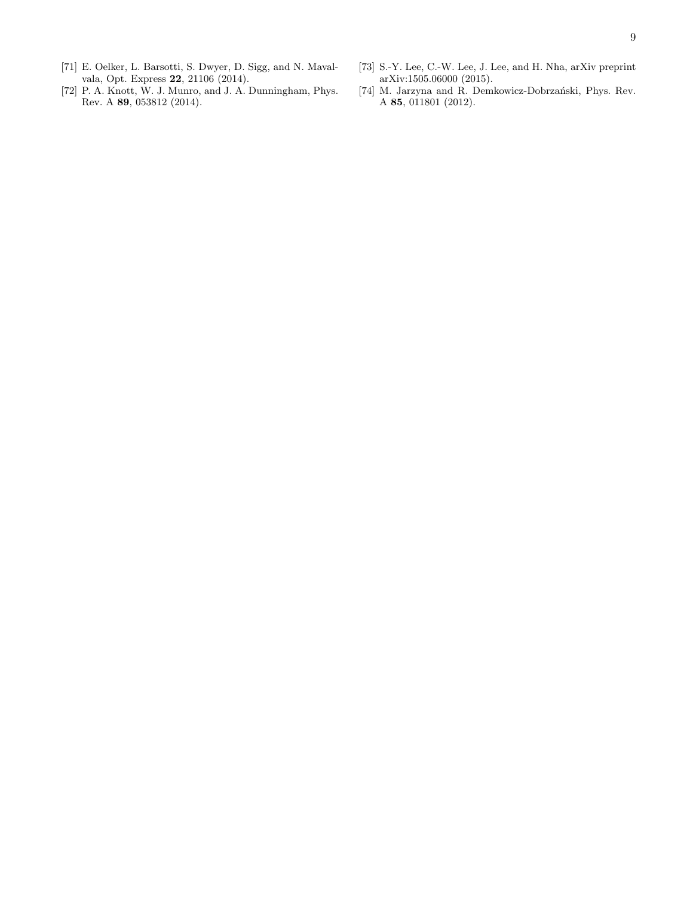[71] E. Oelker, L. Barsotti, S. Dwyer, D. Sigg, and N. Mavalvala, Opt. Express **22**, 21106 (2014).

[72] P. A. Knott, W. J. Munro, and J. A. Dunningham, Phys. Rev. A **89**, 053812 (2014).

[73] S.-Y. Lee, C.-W. Lee, J. Lee, and H. Nha, arXiv preprint arXiv:1505.06000 (2015).

[74] M. Jarzyna and R. Demkowicz-Dobrzański, Phys. Rev. A **85**, 011801 (2012).